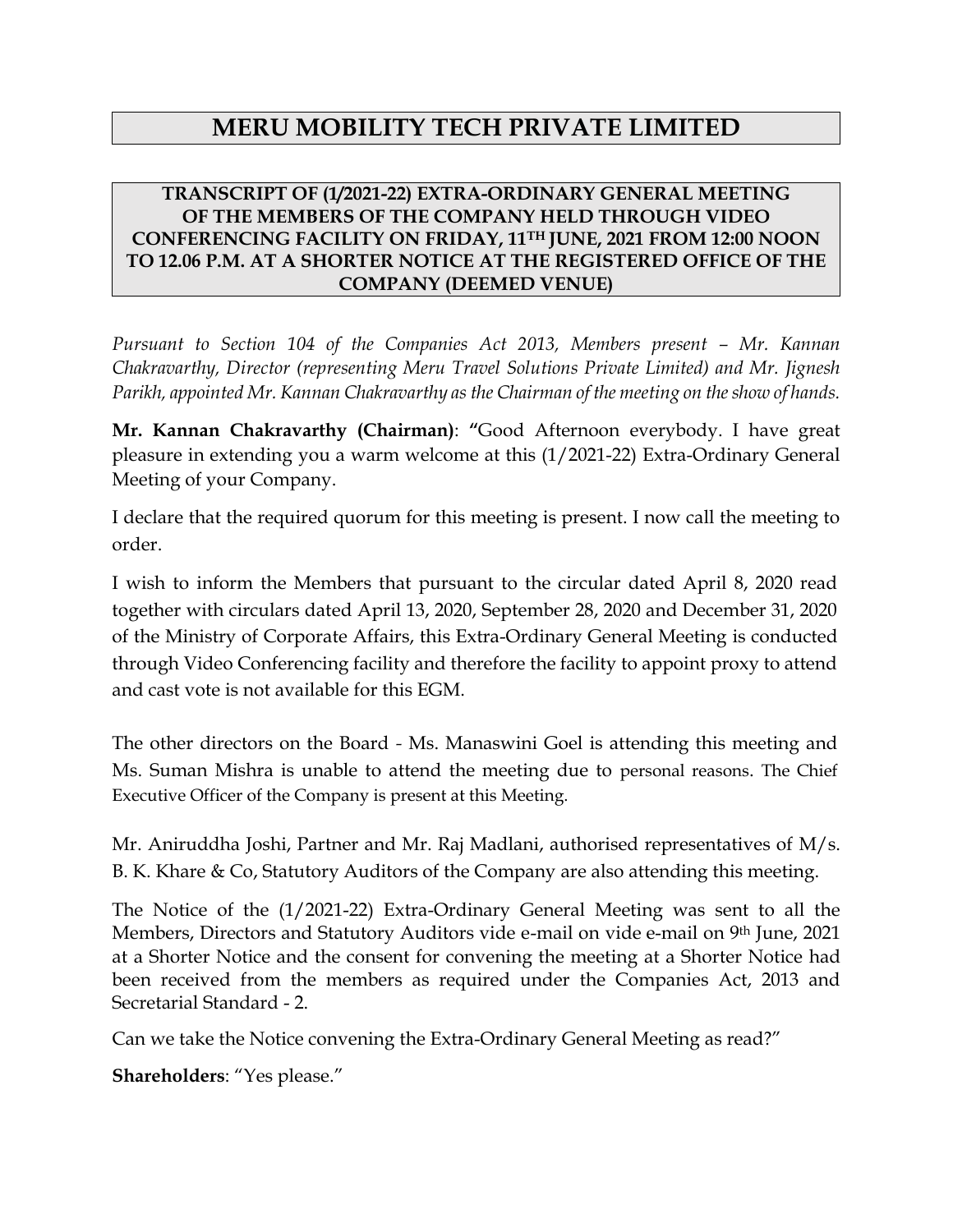# MERU MOBILITY TECH PRIVATE LIMITED

## TRANSCRIPT OF (1/2021-22) EXTRA-ORDINARY GENERAL MEETING OF THE MEMBERS OF THE COMPANY HELD THROUGH VIDEO CONFERENCING FACILITY ON FRIDAY, 11TH JUNE, 2021 FROM 12:00 NOON TO 12.06 P.M. AT A SHORTER NOTICE AT THE REGISTERED OFFICE OF THE COMPANY (DEEMED VENUE)

*Pursuant to Section 104 of the Companies Act 2013, Members present – Mr. Kannan Chakravarthy, Director (representing Meru Travel Solutions Private Limited) and Mr. Jignesh Parikh, appointed Mr. Kannan Chakravarthy as the Chairman of the meeting on the show of hands.*

**Mr. Kannan Chakravarthy (Chairman)**: "Good Afternoon everybody. I have great pleasure in extending you a warm welcome at this (1/2021-22) Extra-Ordinary General Meeting of your Company.

I declare that the required quorum for this meeting is present. I now call the meeting to order.

I wish to inform the Members that pursuant to the circular dated April 8, 2020 read together with circulars dated April 13, 2020, September 28, 2020 and December 31, 2020 of the Ministry of Corporate Affairs, this Extra-Ordinary General Meeting is conducted through Video Conferencing facility and therefore the facility to appoint proxy to attend and cast vote is not available for this EGM.

The other directors on the Board - Ms. Manaswini Goel is attending this meeting and Ms. Suman Mishra is unable to attend the meeting due to personal reasons. The Chief Executive Officer of the Company is present at this Meeting.

Mr. Aniruddha Joshi, Partner and Mr. Raj Madlani, authorised representatives of M/s. B. K. Khare & Co, Statutory Auditors of the Company are also attending this meeting.

The Notice of the (1/2021-22) Extra-Ordinary General Meeting was sent to all the Members, Directors and Statutory Auditors vide e-mail on vide e-mail on 9th June, 2021 at a Shorter Notice and the consent for convening the meeting at a Shorter Notice had been received from the members as required under the Companies Act, 2013 and Secretarial Standard - 2.

Can we take the Notice convening the Extra-Ordinary General Meeting as read?"

**Shareholders**: "Yes please."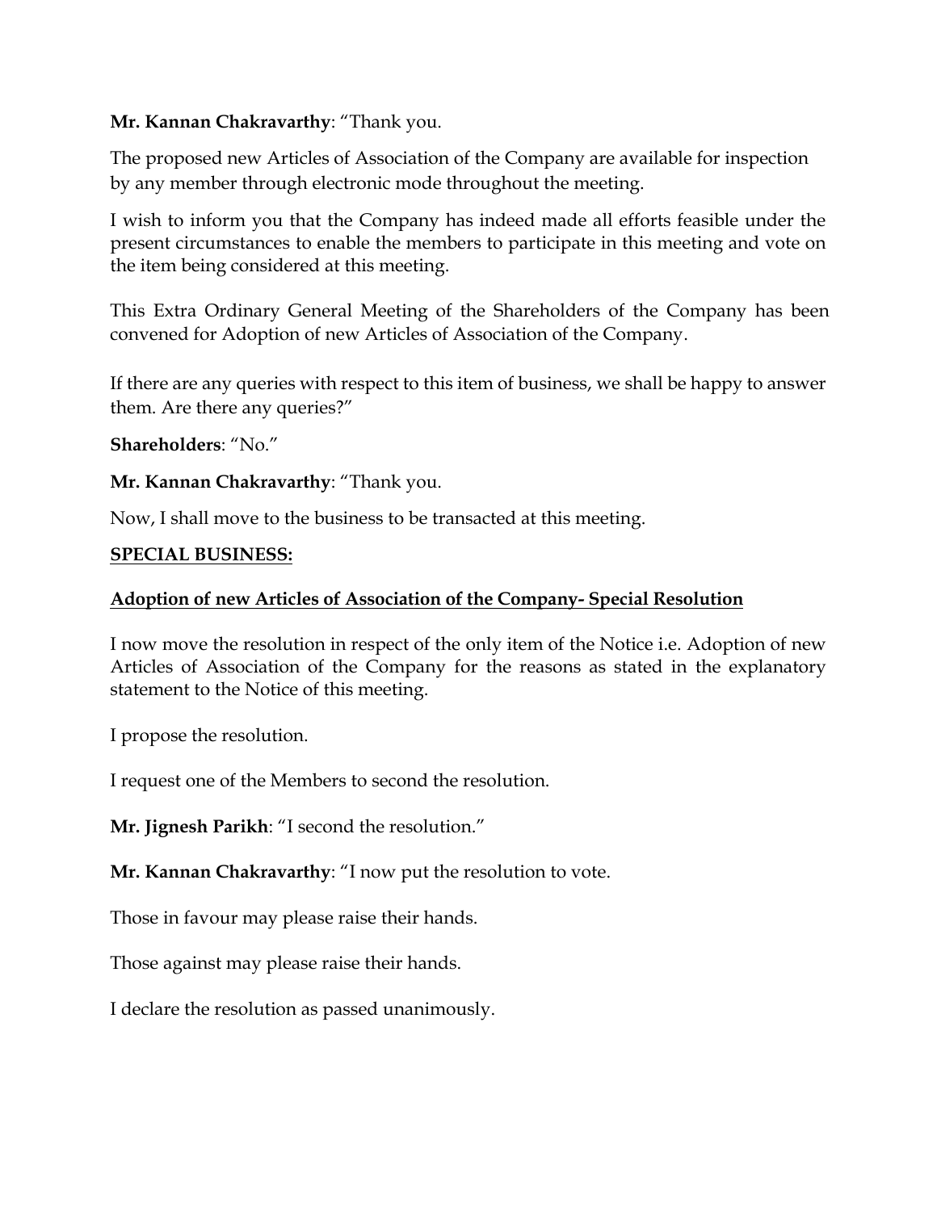**Mr. Kannan Chakravarthy**: "Thank you.

The proposed new Articles of Association of the Company are available for inspection by any member through electronic mode throughout the meeting.

I wish to inform you that the Company has indeed made all efforts feasible under the present circumstances to enable the members to participate in this meeting and vote on the item being considered at this meeting.

This Extra Ordinary General Meeting of the Shareholders of the Company has been convened for Adoption of new Articles of Association of the Company.

If there are any queries with respect to this item of business, we shall be happy to answer them. Are there any queries?"

**Shareholders**: "No."

**Mr. Kannan Chakravarthy**: "Thank you.

Now, I shall move to the business to be transacted at this meeting.

**SPECIAL BUSINESS:**

**Adoption of new Articles of Association of the Company- Special Resolution**

I now move the resolution in respect of the only item of the Notice i.e. Adoption of new Articles of Association of the Company for the reasons as stated in the explanatory statement to the Notice of this meeting.

I propose the resolution.

I request one of the Members to second the resolution.

**Mr. Jignesh Parikh**: "I second the resolution."

**Mr. Kannan Chakravarthy**: "I now put the resolution to vote.

Those in favour may please raise their hands.

Those against may please raise their hands.

I declare the resolution as passed unanimously.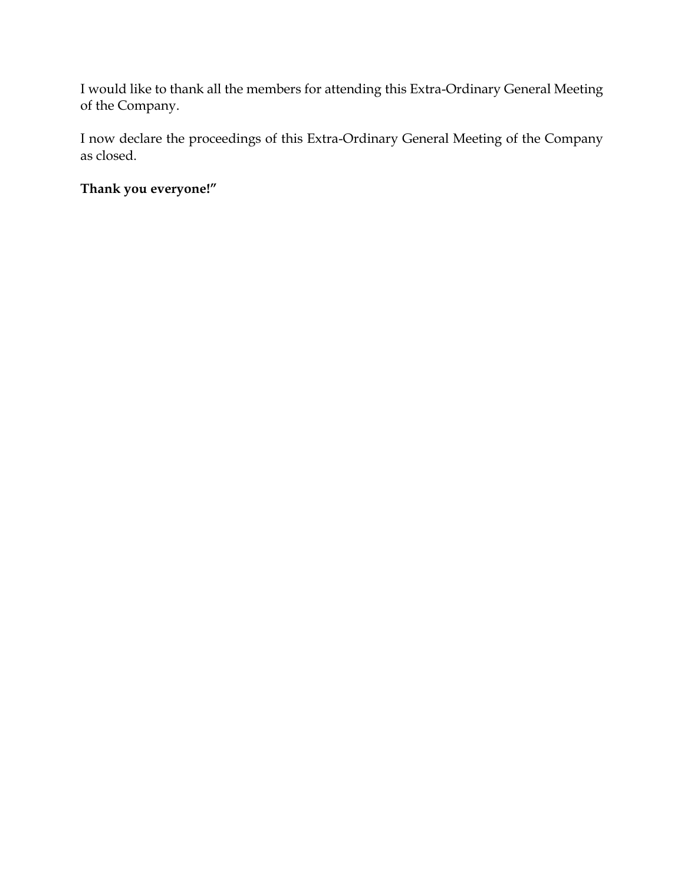I would like to thank all the members for attending this Extra-Ordinary General Meeting of the Company.

I now declare the proceedings of this Extra-Ordinary General Meeting of the Company as closed.

**Thank you everyone!"**